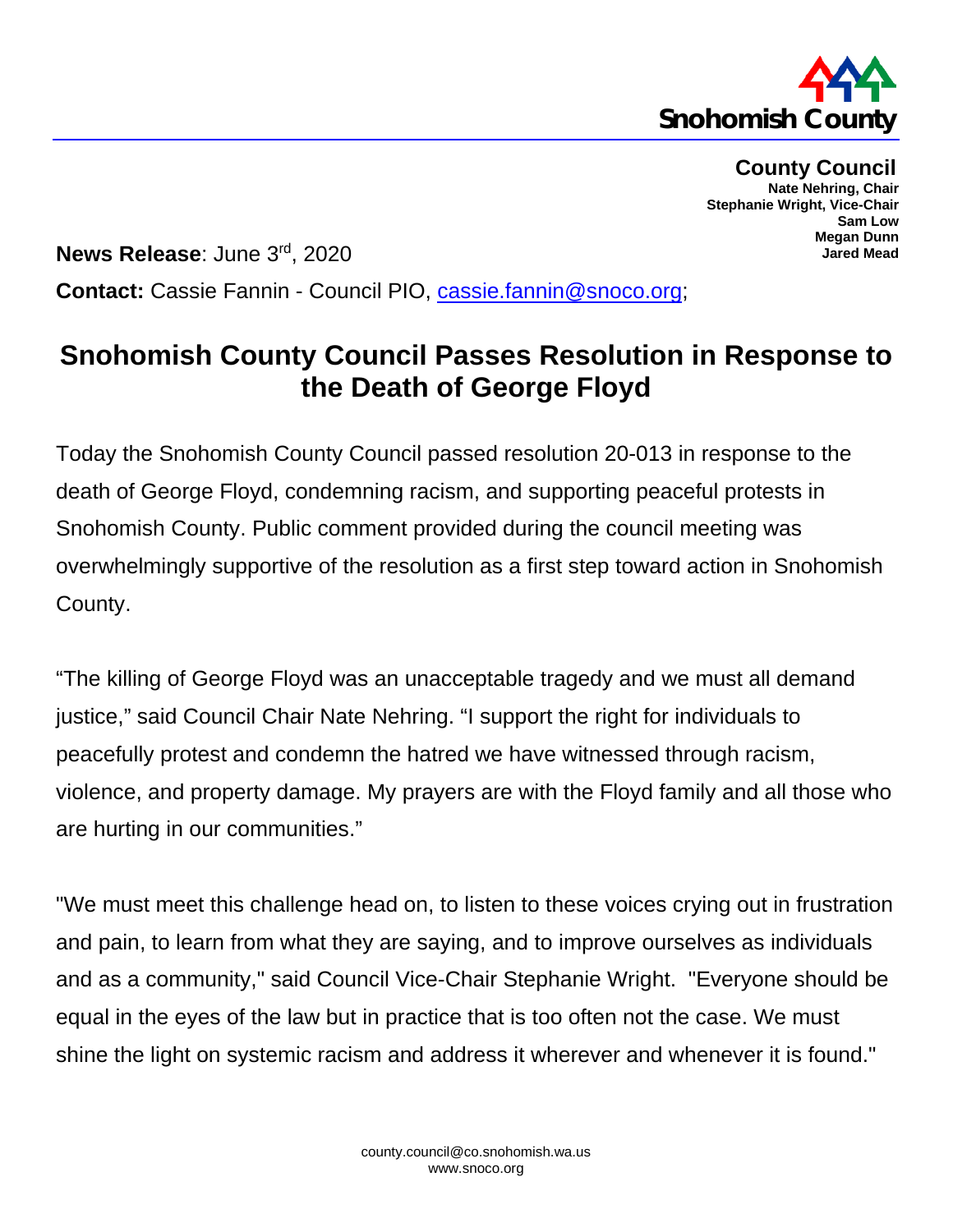Snohomish County

**County Council**
**Nate Nehring, Chair**
**Stephanie Wright, Vice-Chair**
**Sam Low**
**Megan Dunn**
**Jared Mead**

**News Release**: June 3rd, 2020

**Contact:** Cassie Fannin - Council PIO, cassie.fannin@snoco.org;

# Snohomish County Council Passes Resolution in Response to the Death of George Floyd

Today the Snohomish County Council passed resolution 20-013 in response to the death of George Floyd, condemning racism, and supporting peaceful protests in Snohomish County. Public comment provided during the council meeting was overwhelmingly supportive of the resolution as a first step toward action in Snohomish County.

"The killing of George Floyd was an unacceptable tragedy and we must all demand justice," said Council Chair Nate Nehring. "I support the right for individuals to peacefully protest and condemn the hatred we have witnessed through racism, violence, and property damage. My prayers are with the Floyd family and all those who are hurting in our communities."

"We must meet this challenge head on, to listen to these voices crying out in frustration and pain, to learn from what they are saying, and to improve ourselves as individuals and as a community," said Council Vice-Chair Stephanie Wright. "Everyone should be equal in the eyes of the law but in practice that is too often not the case. We must shine the light on systemic racism and address it wherever and whenever it is found."

county.council@co.snohomish.wa.us
www.snoco.org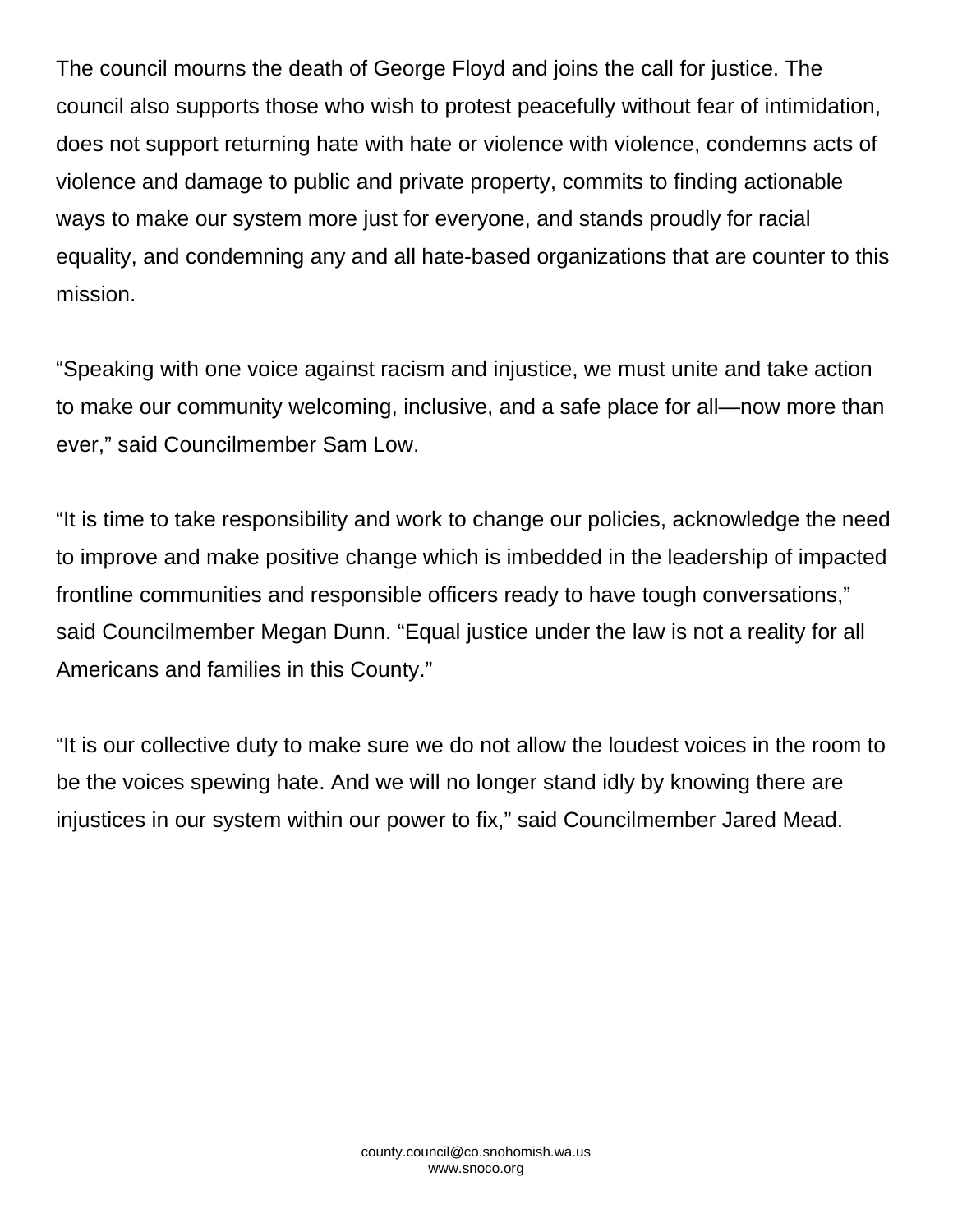The council mourns the death of George Floyd and joins the call for justice. The council also supports those who wish to protest peacefully without fear of intimidation, does not support returning hate with hate or violence with violence, condemns acts of violence and damage to public and private property, commits to finding actionable ways to make our system more just for everyone, and stands proudly for racial equality, and condemning any and all hate-based organizations that are counter to this mission.

“Speaking with one voice against racism and injustice, we must unite and take action to make our community welcoming, inclusive, and a safe place for all—now more than ever,” said Councilmember Sam Low.

“It is time to take responsibility and work to change our policies, acknowledge the need to improve and make positive change which is imbedded in the leadership of impacted frontline communities and responsible officers ready to have tough conversations,” said Councilmember Megan Dunn. “Equal justice under the law is not a reality for all Americans and families in this County.”

“It is our collective duty to make sure we do not allow the loudest voices in the room to be the voices spewing hate. And we will no longer stand idly by knowing there are injustices in our system within our power to fix,” said Councilmember Jared Mead.

county.council@co.snohomish.wa.us
www.snoco.org